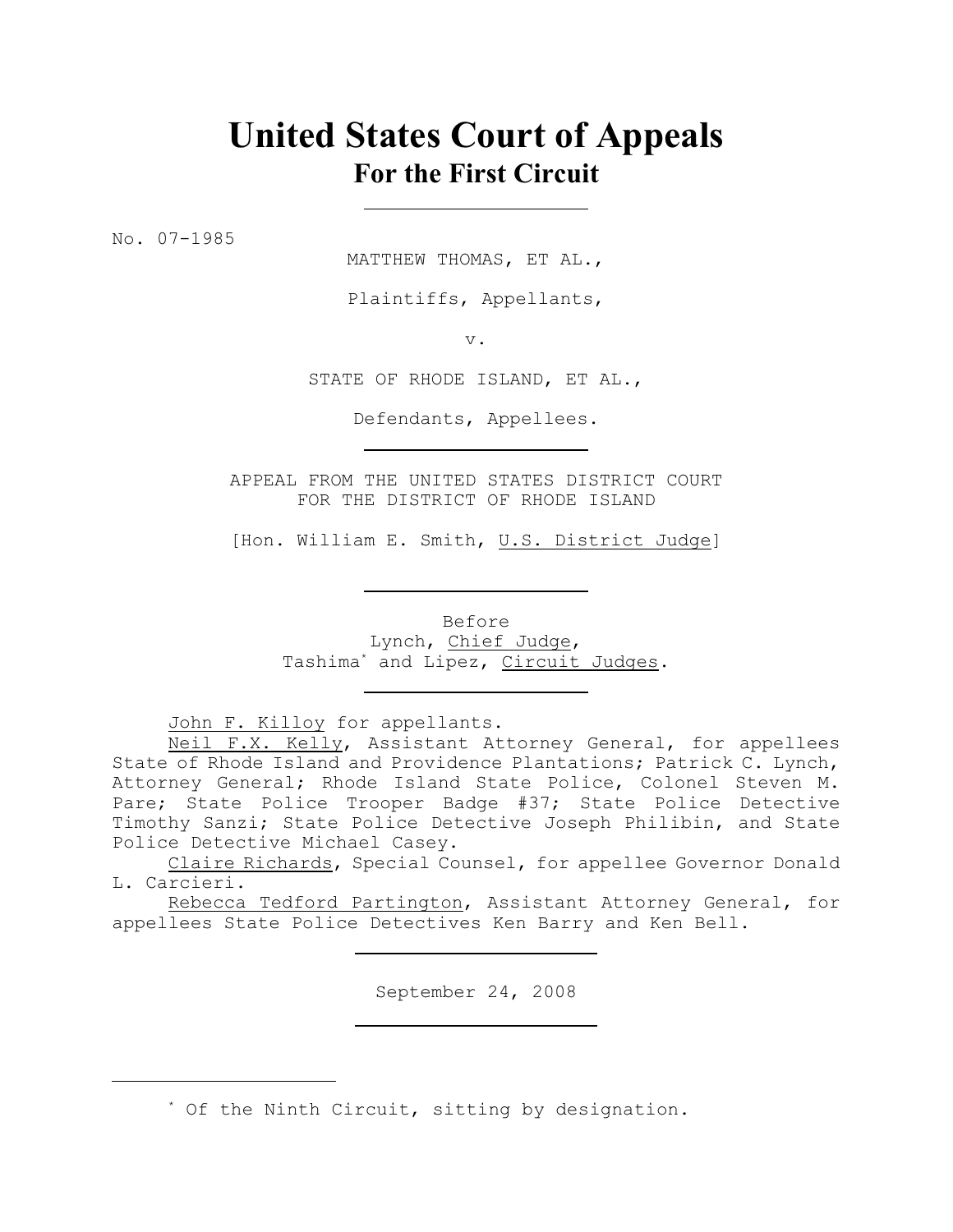# United States Court of Appeals
## For the First Circuit

No. 07-1985

MATTHEW THOMAS, ET AL.,

Plaintiffs, Appellants,

v.

STATE OF RHODE ISLAND, ET AL.,

Defendants, Appellees.

APPEAL FROM THE UNITED STATES DISTRICT COURT
FOR THE DISTRICT OF RHODE ISLAND

[Hon. William E. Smith, U.S. District Judge]

Before
Lynch, Chief Judge,
Tashima[*] and Lipez, Circuit Judges.

John F. Killoy for appellants.

Neil F.X. Kelly, Assistant Attorney General, for appellees State of Rhode Island and Providence Plantations; Patrick C. Lynch, Attorney General; Rhode Island State Police, Colonel Steven M. Pare; State Police Trooper Badge #37; State Police Detective Timothy Sanzi; State Police Detective Joseph Philibin, and State Police Detective Michael Casey.

Claire Richards, Special Counsel, for appellee Governor Donald L. Carcieri.

Rebecca Tedford Partington, Assistant Attorney General, for appellees State Police Detectives Ken Barry and Ken Bell.

September 24, 2008

[*] Of the Ninth Circuit, sitting by designation.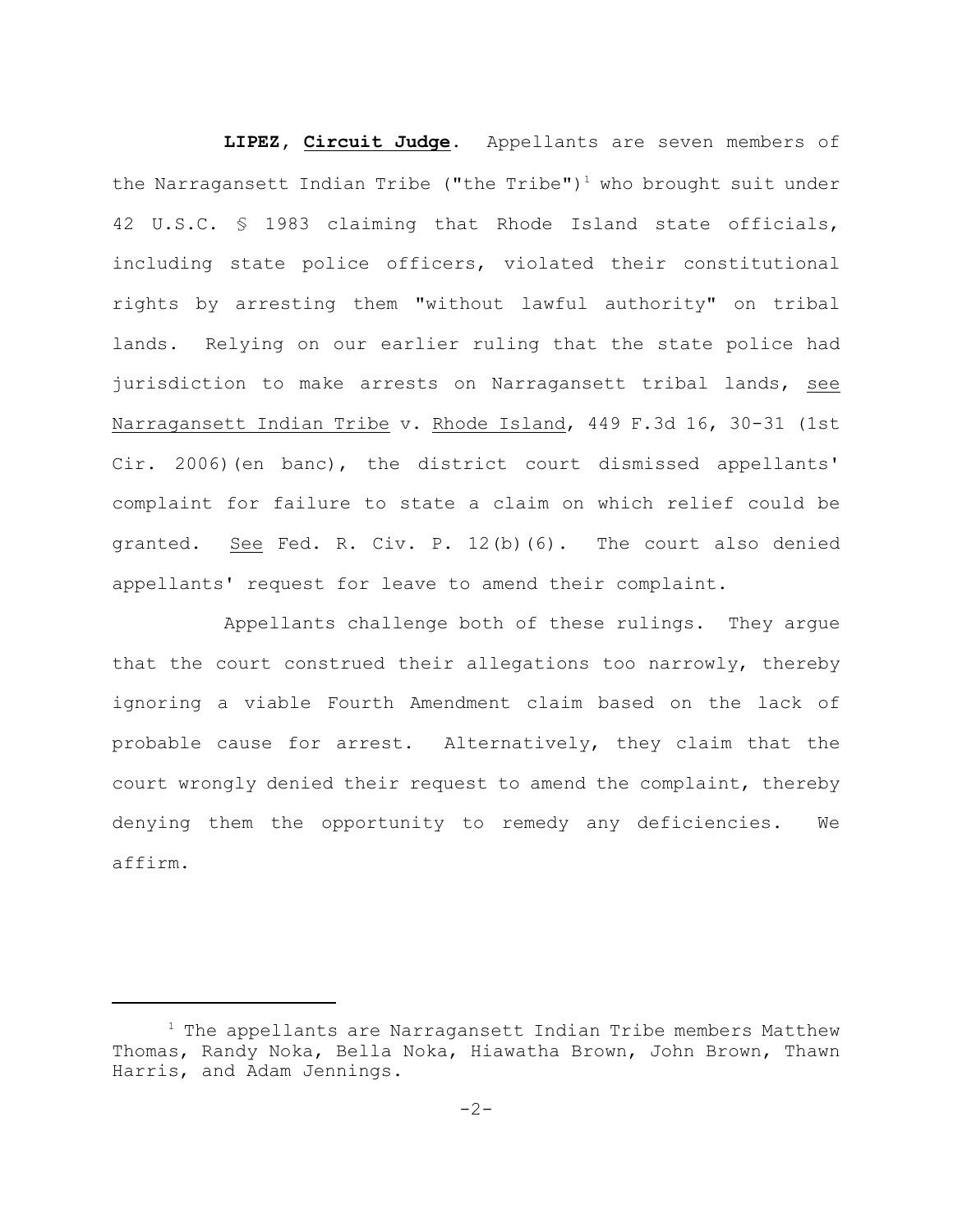**LIPEZ, Circuit Judge**. Appellants are seven members of the Narragansett Indian Tribe ("the Tribe")[1] who brought suit under 42 U.S.C. § 1983 claiming that Rhode Island state officials, including state police officers, violated their constitutional rights by arresting them "without lawful authority" on tribal lands. Relying on our earlier ruling that the state police had jurisdiction to make arrests on Narragansett tribal lands, see Narragansett Indian Tribe v. Rhode Island, 449 F.3d 16, 30-31 (1st Cir. 2006)(en banc), the district court dismissed appellants' complaint for failure to state a claim on which relief could be granted. See Fed. R. Civ. P. 12(b)(6). The court also denied appellants' request for leave to amend their complaint.

Appellants challenge both of these rulings. They argue that the court construed their allegations too narrowly, thereby ignoring a viable Fourth Amendment claim based on the lack of probable cause for arrest. Alternatively, they claim that the court wrongly denied their request to amend the complaint, thereby denying them the opportunity to remedy any deficiencies. We affirm.

---

[1] The appellants are Narragansett Indian Tribe members Matthew Thomas, Randy Noka, Bella Noka, Hiawatha Brown, John Brown, Thawn Harris, and Adam Jennings.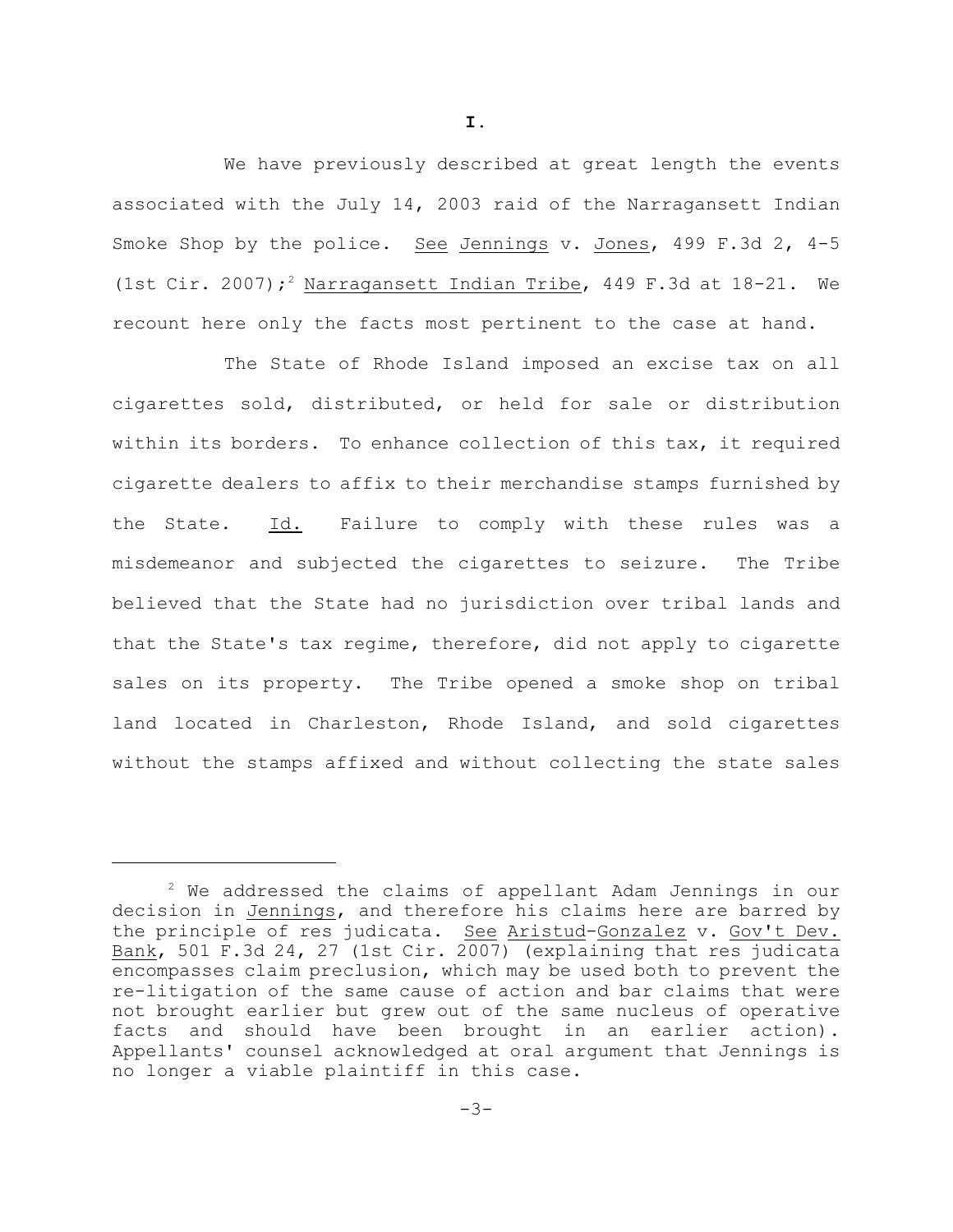**I.**

We have previously described at great length the events associated with the July 14, 2003 raid of the Narragansett Indian Smoke Shop by the police. See Jennings v. Jones, 499 F.3d 2, 4-5 (1st Cir. 2007);[2] Narragansett Indian Tribe, 449 F.3d at 18-21. We recount here only the facts most pertinent to the case at hand.

The State of Rhode Island imposed an excise tax on all cigarettes sold, distributed, or held for sale or distribution within its borders. To enhance collection of this tax, it required cigarette dealers to affix to their merchandise stamps furnished by the State. Id. Failure to comply with these rules was a misdemeanor and subjected the cigarettes to seizure. The Tribe believed that the State had no jurisdiction over tribal lands and that the State's tax regime, therefore, did not apply to cigarette sales on its property. The Tribe opened a smoke shop on tribal land located in Charleston, Rhode Island, and sold cigarettes without the stamps affixed and without collecting the state sales

---

[2] We addressed the claims of appellant Adam Jennings in our decision in Jennings, and therefore his claims here are barred by the principle of res judicata. See Aristud-Gonzalez v. Gov't Dev. Bank, 501 F.3d 24, 27 (1st Cir. 2007) (explaining that res judicata encompasses claim preclusion, which may be used both to prevent the re-litigation of the same cause of action and bar claims that were not brought earlier but grew out of the same nucleus of operative facts and should have been brought in an earlier action). Appellants' counsel acknowledged at oral argument that Jennings is no longer a viable plaintiff in this case.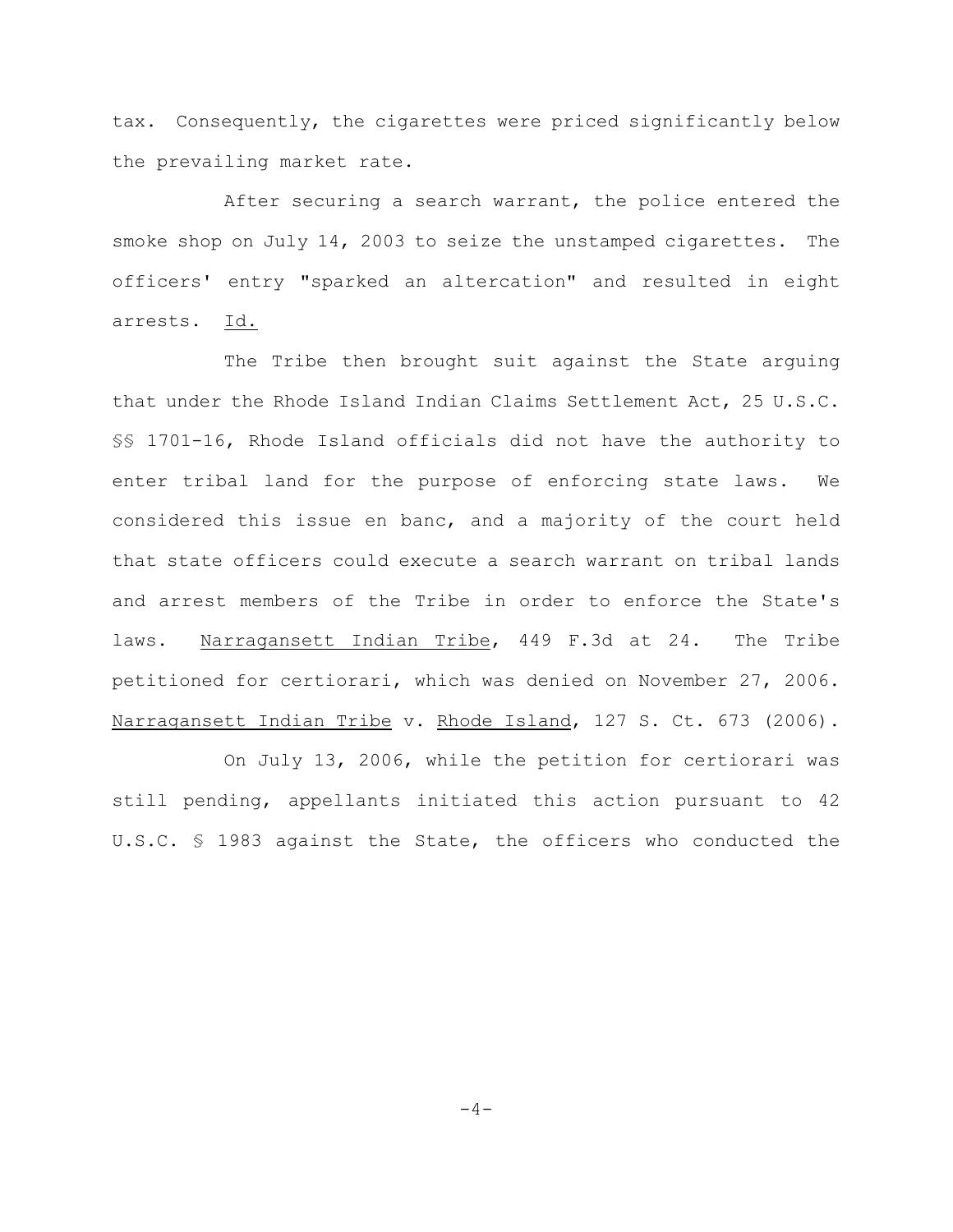tax. Consequently, the cigarettes were priced significantly below the prevailing market rate.

After securing a search warrant, the police entered the smoke shop on July 14, 2003 to seize the unstamped cigarettes. The officers' entry "sparked an altercation" and resulted in eight arrests. Id.

The Tribe then brought suit against the State arguing that under the Rhode Island Indian Claims Settlement Act, 25 U.S.C. §§ 1701-16, Rhode Island officials did not have the authority to enter tribal land for the purpose of enforcing state laws. We considered this issue en banc, and a majority of the court held that state officers could execute a search warrant on tribal lands and arrest members of the Tribe in order to enforce the State's laws. Narragansett Indian Tribe, 449 F.3d at 24. The Tribe petitioned for certiorari, which was denied on November 27, 2006. Narragansett Indian Tribe v. Rhode Island, 127 S. Ct. 673 (2006).

On July 13, 2006, while the petition for certiorari was still pending, appellants initiated this action pursuant to 42 U.S.C. § 1983 against the State, the officers who conducted the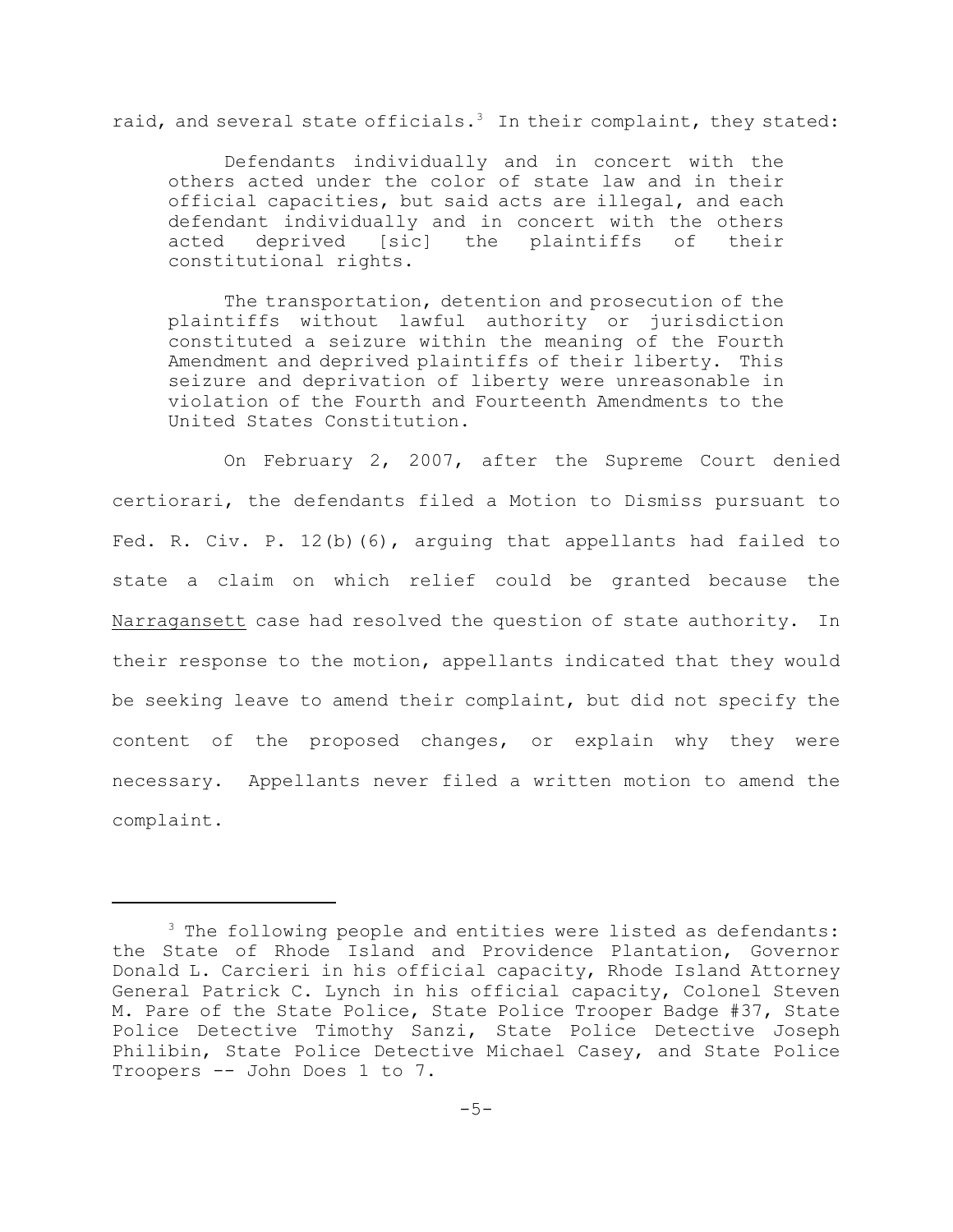raid, and several state officials.[3] In their complaint, they stated:

> Defendants individually and in concert with the others acted under the color of state law and in their official capacities, but said acts are illegal, and each defendant individually and in concert with the others acted deprived [sic] the plaintiffs of their constitutional rights.
>
> The transportation, detention and prosecution of the plaintiffs without lawful authority or jurisdiction constituted a seizure within the meaning of the Fourth Amendment and deprived plaintiffs of their liberty. This seizure and deprivation of liberty were unreasonable in violation of the Fourth and Fourteenth Amendments to the United States Constitution.

On February 2, 2007, after the Supreme Court denied certiorari, the defendants filed a Motion to Dismiss pursuant to Fed. R. Civ. P. 12(b)(6), arguing that appellants had failed to state a claim on which relief could be granted because the Narragansett case had resolved the question of state authority. In their response to the motion, appellants indicated that they would be seeking leave to amend their complaint, but did not specify the content of the proposed changes, or explain why they were necessary. Appellants never filed a written motion to amend the complaint.

---

[3] The following people and entities were listed as defendants: the State of Rhode Island and Providence Plantation, Governor Donald L. Carcieri in his official capacity, Rhode Island Attorney General Patrick C. Lynch in his official capacity, Colonel Steven M. Pare of the State Police, State Police Trooper Badge #37, State Police Detective Timothy Sanzi, State Police Detective Joseph Philibin, State Police Detective Michael Casey, and State Police Troopers -- John Does 1 to 7.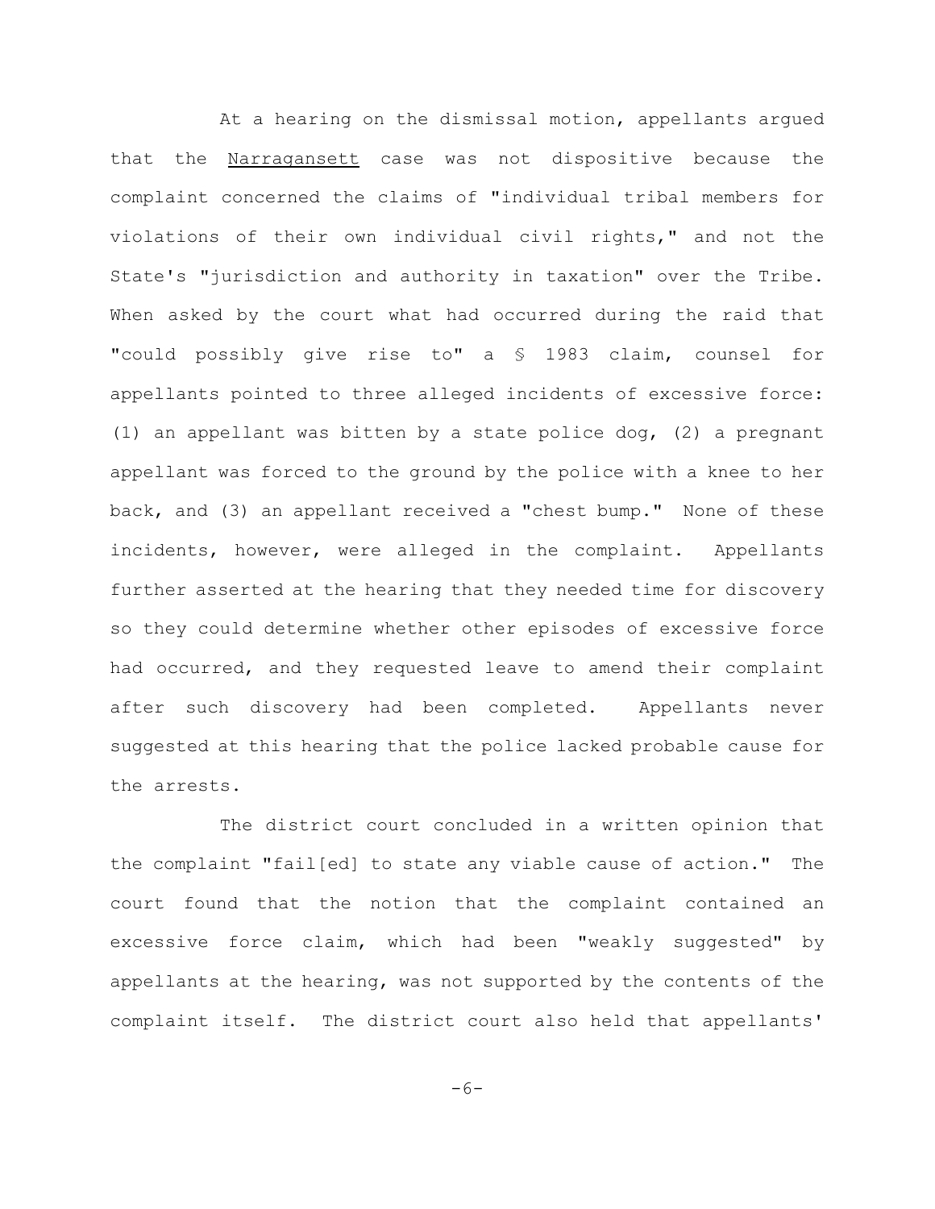At a hearing on the dismissal motion, appellants argued that the _Narragansett_ case was not dispositive because the complaint concerned the claims of "individual tribal members for violations of their own individual civil rights," and not the State's "jurisdiction and authority in taxation" over the Tribe. When asked by the court what had occurred during the raid that "could possibly give rise to" a § 1983 claim, counsel for appellants pointed to three alleged incidents of excessive force: (1) an appellant was bitten by a state police dog, (2) a pregnant appellant was forced to the ground by the police with a knee to her back, and (3) an appellant received a "chest bump." None of these incidents, however, were alleged in the complaint. Appellants further asserted at the hearing that they needed time for discovery so they could determine whether other episodes of excessive force had occurred, and they requested leave to amend their complaint after such discovery had been completed. Appellants never suggested at this hearing that the police lacked probable cause for the arrests.

The district court concluded in a written opinion that the complaint "fail[ed] to state any viable cause of action." The court found that the notion that the complaint contained an excessive force claim, which had been "weakly suggested" by appellants at the hearing, was not supported by the contents of the complaint itself. The district court also held that appellants'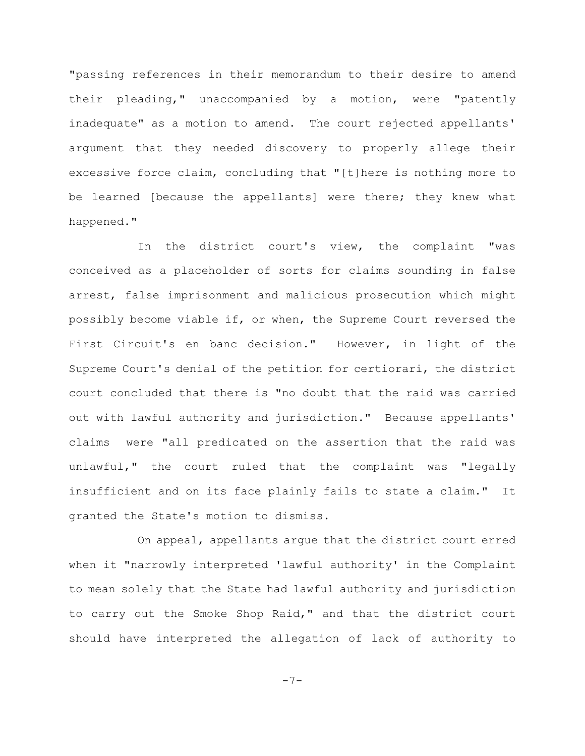"passing references in their memorandum to their desire to amend their pleading," unaccompanied by a motion, were "patently inadequate" as a motion to amend. The court rejected appellants' argument that they needed discovery to properly allege their excessive force claim, concluding that "[t]here is nothing more to be learned [because the appellants] were there; they knew what happened."

In the district court's view, the complaint "was conceived as a placeholder of sorts for claims sounding in false arrest, false imprisonment and malicious prosecution which might possibly become viable if, or when, the Supreme Court reversed the First Circuit's en banc decision." However, in light of the Supreme Court's denial of the petition for certiorari, the district court concluded that there is "no doubt that the raid was carried out with lawful authority and jurisdiction." Because appellants' claims were "all predicated on the assertion that the raid was unlawful," the court ruled that the complaint was "legally insufficient and on its face plainly fails to state a claim." It granted the State's motion to dismiss.

On appeal, appellants argue that the district court erred when it "narrowly interpreted 'lawful authority' in the Complaint to mean solely that the State had lawful authority and jurisdiction to carry out the Smoke Shop Raid," and that the district court should have interpreted the allegation of lack of authority to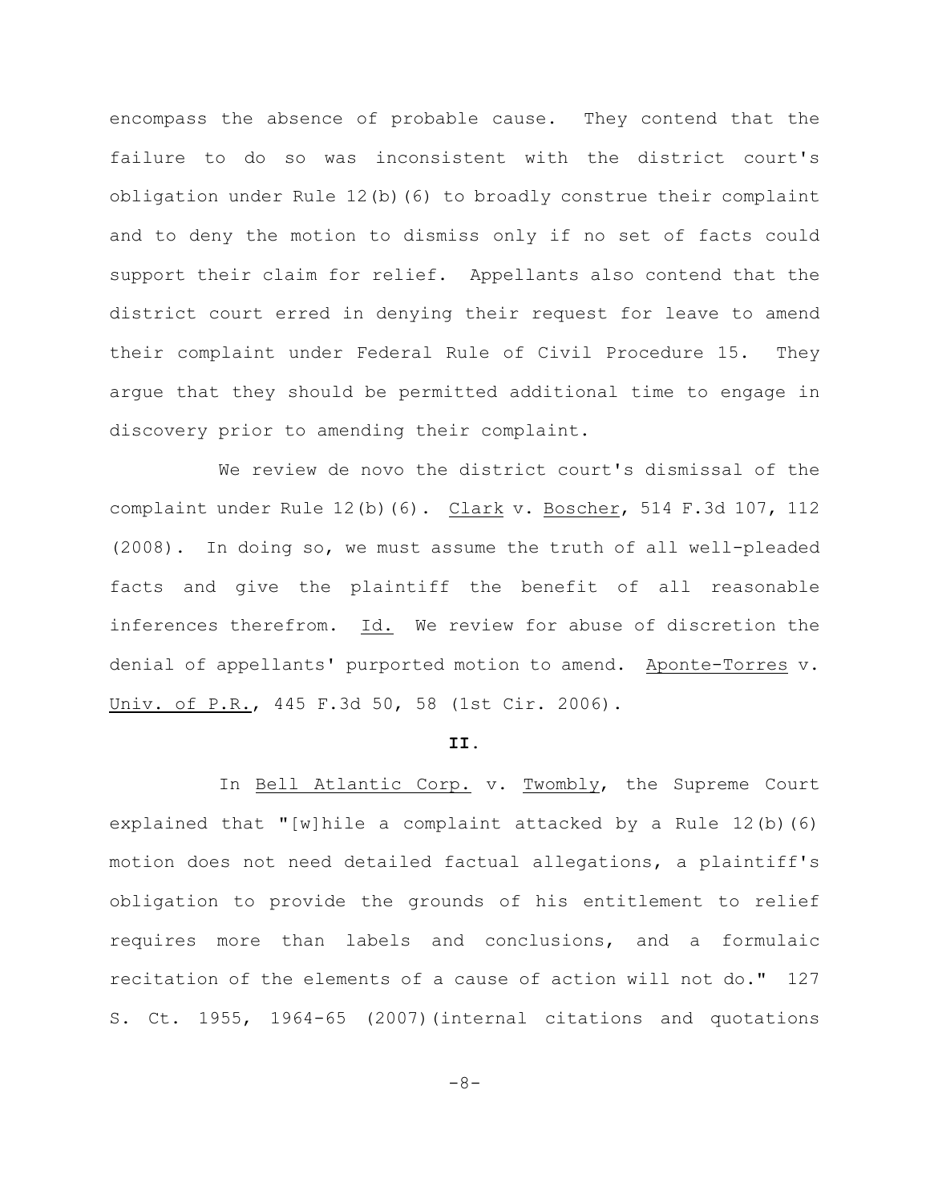encompass the absence of probable cause. They contend that the failure to do so was inconsistent with the district court's obligation under Rule 12(b)(6) to broadly construe their complaint and to deny the motion to dismiss only if no set of facts could support their claim for relief. Appellants also contend that the district court erred in denying their request for leave to amend their complaint under Federal Rule of Civil Procedure 15. They argue that they should be permitted additional time to engage in discovery prior to amending their complaint.

We review de novo the district court's dismissal of the complaint under Rule 12(b)(6). Clark v. Boscher, 514 F.3d 107, 112 (2008). In doing so, we must assume the truth of all well-pleaded facts and give the plaintiff the benefit of all reasonable inferences therefrom. Id. We review for abuse of discretion the denial of appellants' purported motion to amend. Aponte-Torres v. Univ. of P.R., 445 F.3d 50, 58 (1st Cir. 2006).

## II.

In Bell Atlantic Corp. v. Twombly, the Supreme Court explained that "[w]hile a complaint attacked by a Rule 12(b)(6) motion does not need detailed factual allegations, a plaintiff's obligation to provide the grounds of his entitlement to relief requires more than labels and conclusions, and a formulaic recitation of the elements of a cause of action will not do." 127 S. Ct. 1955, 1964-65 (2007)(internal citations and quotations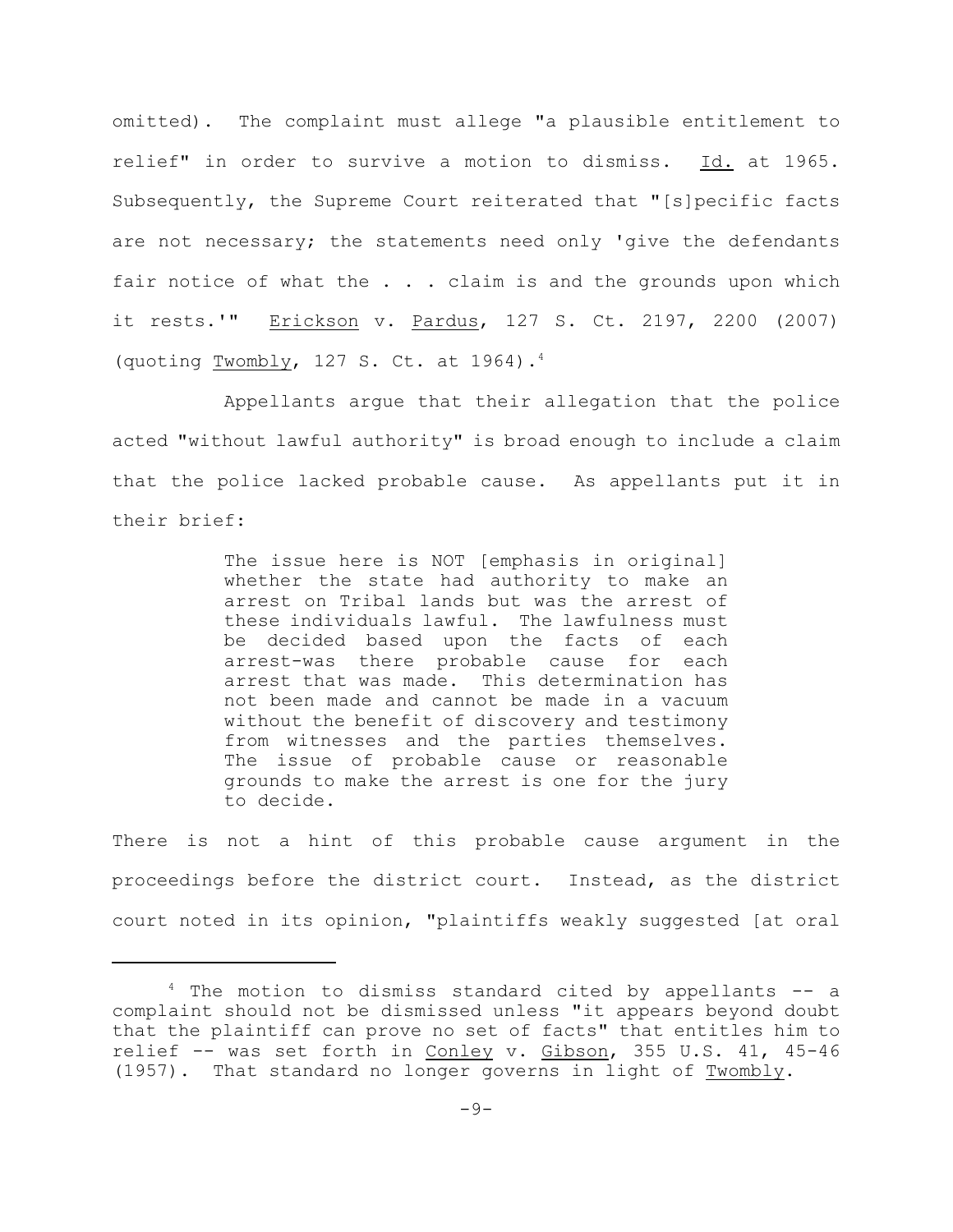omitted). The complaint must allege "a plausible entitlement to relief" in order to survive a motion to dismiss. Id. at 1965. Subsequently, the Supreme Court reiterated that "[s]pecific facts are not necessary; the statements need only 'give the defendants fair notice of what the . . . claim is and the grounds upon which it rests.'" Erickson v. Pardus, 127 S. Ct. 2197, 2200 (2007) (quoting Twombly, 127 S. Ct. at 1964).[4]

Appellants argue that their allegation that the police acted "without lawful authority" is broad enough to include a claim that the police lacked probable cause. As appellants put it in their brief:

> The issue here is NOT [emphasis in original] whether the state had authority to make an arrest on Tribal lands but was the arrest of these individuals lawful. The lawfulness must be decided based upon the facts of each arrest-was there probable cause for each arrest that was made. This determination has not been made and cannot be made in a vacuum without the benefit of discovery and testimony from witnesses and the parties themselves. The issue of probable cause or reasonable grounds to make the arrest is one for the jury to decide.

There is not a hint of this probable cause argument in the proceedings before the district court. Instead, as the district court noted in its opinion, "plaintiffs weakly suggested [at oral

---

[4] The motion to dismiss standard cited by appellants -- a complaint should not be dismissed unless "it appears beyond doubt that the plaintiff can prove no set of facts" that entitles him to relief -- was set forth in Conley v. Gibson, 355 U.S. 41, 45-46 (1957). That standard no longer governs in light of Twombly.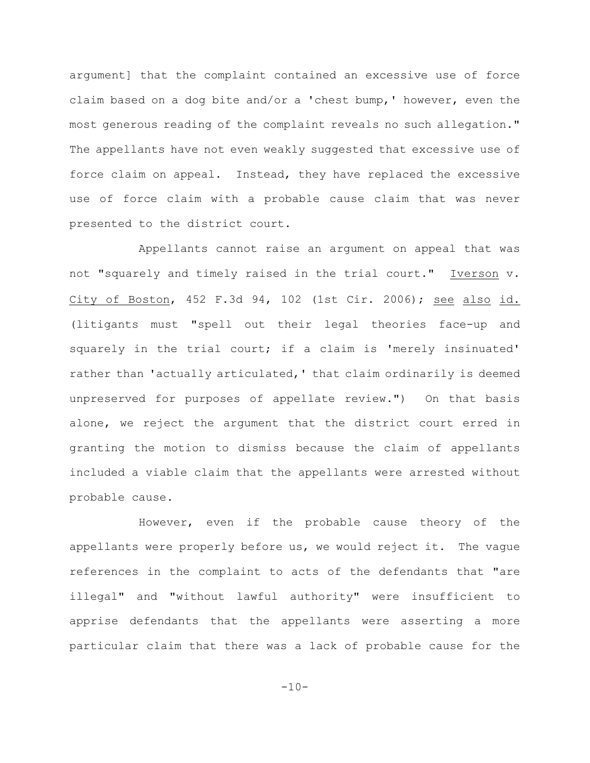argument] that the complaint contained an excessive use of force claim based on a dog bite and/or a 'chest bump,' however, even the most generous reading of the complaint reveals no such allegation." The appellants have not even weakly suggested that excessive use of force claim on appeal. Instead, they have replaced the excessive use of force claim with a probable cause claim that was never presented to the district court.

Appellants cannot raise an argument on appeal that was not "squarely and timely raised in the trial court." Iverson v. City of Boston, 452 F.3d 94, 102 (1st Cir. 2006); see also id. (litigants must "spell out their legal theories face-up and squarely in the trial court; if a claim is 'merely insinuated' rather than 'actually articulated,' that claim ordinarily is deemed unpreserved for purposes of appellate review.") On that basis alone, we reject the argument that the district court erred in granting the motion to dismiss because the claim of appellants included a viable claim that the appellants were arrested without probable cause.

However, even if the probable cause theory of the appellants were properly before us, we would reject it. The vague references in the complaint to acts of the defendants that "are illegal" and "without lawful authority" were insufficient to apprise defendants that the appellants were asserting a more particular claim that there was a lack of probable cause for the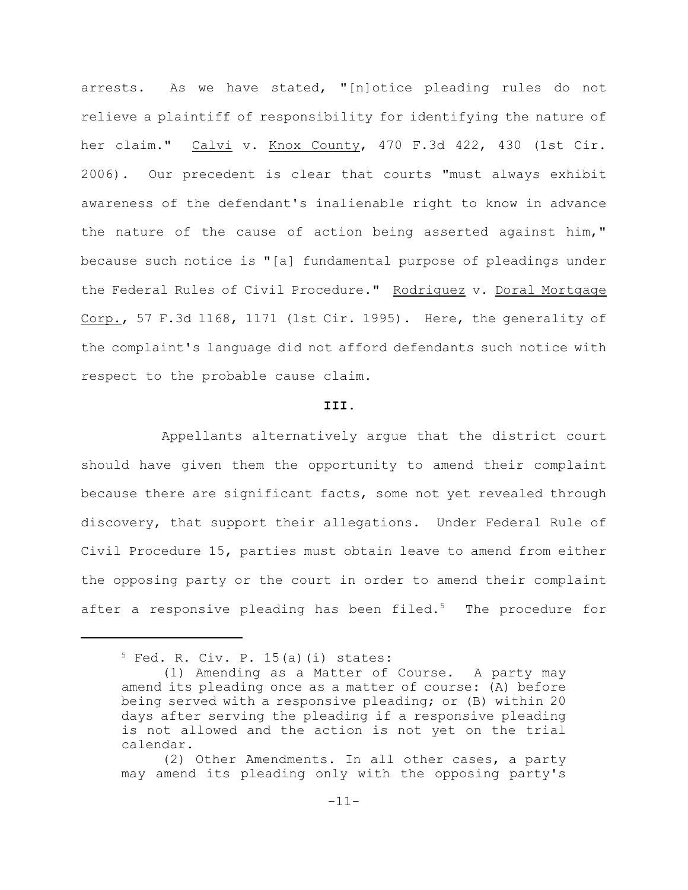arrests. As we have stated, "[n]otice pleading rules do not relieve a plaintiff of responsibility for identifying the nature of her claim." Calvi v. Knox County, 470 F.3d 422, 430 (1st Cir. 2006). Our precedent is clear that courts "must always exhibit awareness of the defendant's inalienable right to know in advance the nature of the cause of action being asserted against him," because such notice is "[a] fundamental purpose of pleadings under the Federal Rules of Civil Procedure." Rodriguez v. Doral Mortgage Corp., 57 F.3d 1168, 1171 (1st Cir. 1995). Here, the generality of the complaint's language did not afford defendants such notice with respect to the probable cause claim.

## III.

Appellants alternatively argue that the district court should have given them the opportunity to amend their complaint because there are significant facts, some not yet revealed through discovery, that support their allegations. Under Federal Rule of Civil Procedure 15, parties must obtain leave to amend from either the opposing party or the court in order to amend their complaint after a responsive pleading has been filed.[5] The procedure for

---

[5] Fed. R. Civ. P. 15(a)(i) states:

(1) Amending as a Matter of Course. A party may amend its pleading once as a matter of course: (A) before being served with a responsive pleading; or (B) within 20 days after serving the pleading if a responsive pleading is not allowed and the action is not yet on the trial calendar.

(2) Other Amendments. In all other cases, a party may amend its pleading only with the opposing party's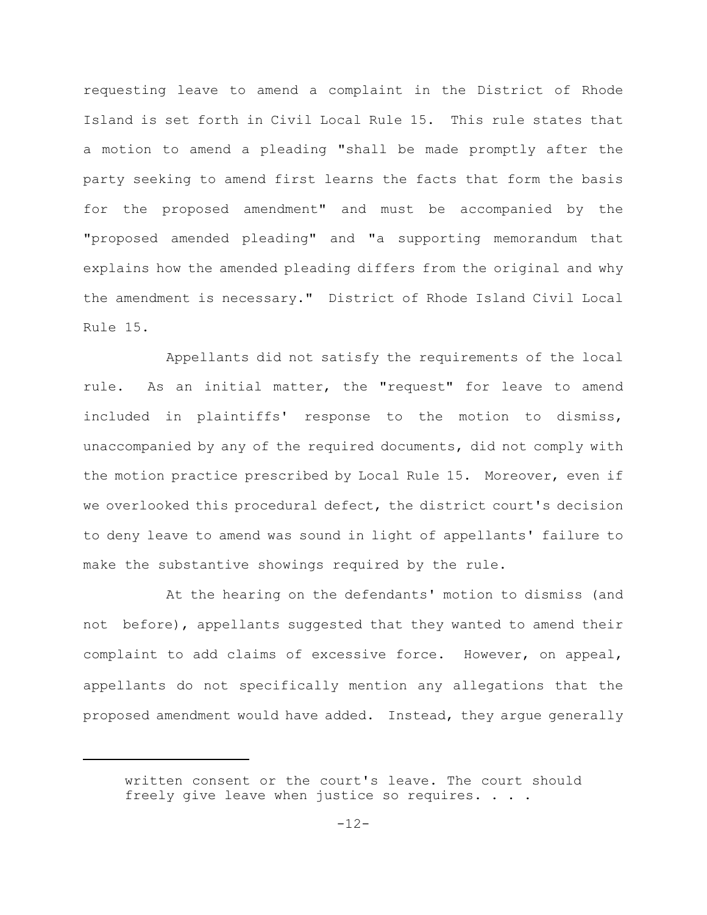requesting leave to amend a complaint in the District of Rhode Island is set forth in Civil Local Rule 15. This rule states that a motion to amend a pleading "shall be made promptly after the party seeking to amend first learns the facts that form the basis for the proposed amendment" and must be accompanied by the "proposed amended pleading" and "a supporting memorandum that explains how the amended pleading differs from the original and why the amendment is necessary." District of Rhode Island Civil Local Rule 15.

Appellants did not satisfy the requirements of the local rule. As an initial matter, the "request" for leave to amend included in plaintiffs' response to the motion to dismiss, unaccompanied by any of the required documents, did not comply with the motion practice prescribed by Local Rule 15. Moreover, even if we overlooked this procedural defect, the district court's decision to deny leave to amend was sound in light of appellants' failure to make the substantive showings required by the rule.

At the hearing on the defendants' motion to dismiss (and not before), appellants suggested that they wanted to amend their complaint to add claims of excessive force. However, on appeal, appellants do not specifically mention any allegations that the proposed amendment would have added. Instead, they argue generally

---

written consent or the court's leave. The court should freely give leave when justice so requires. . . .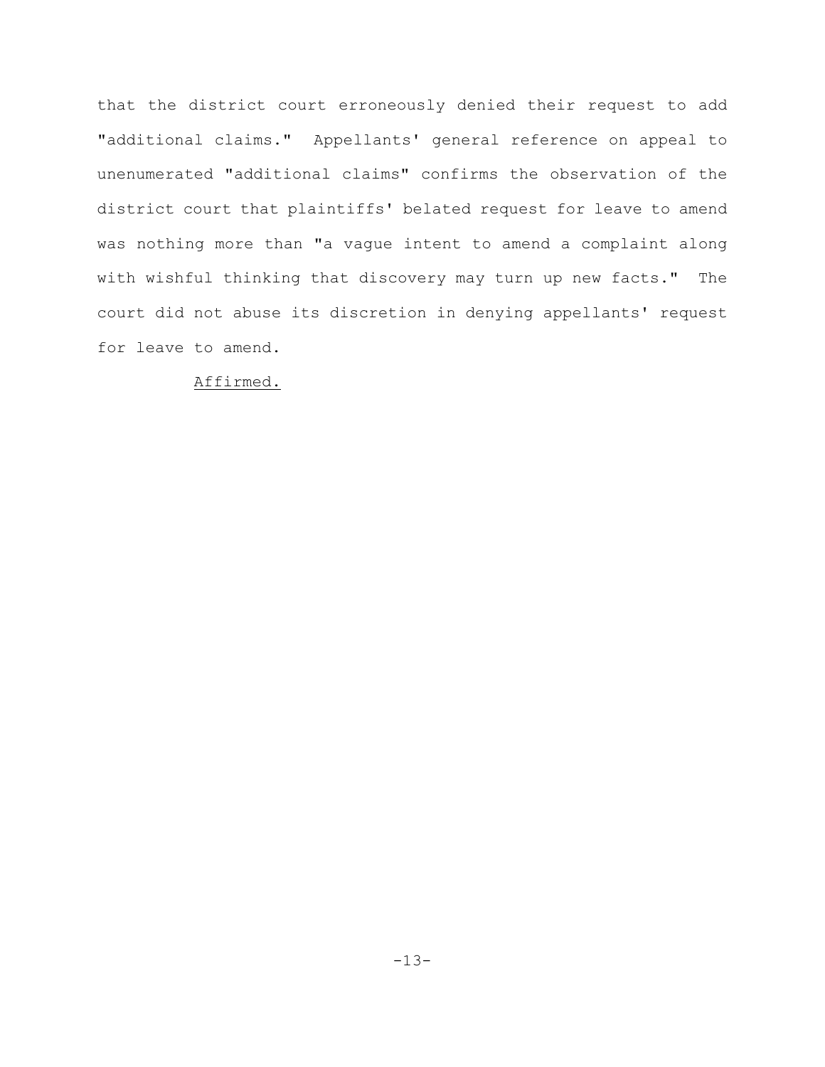that the district court erroneously denied their request to add "additional claims." Appellants' general reference on appeal to unenumerated "additional claims" confirms the observation of the district court that plaintiffs' belated request for leave to amend was nothing more than "a vague intent to amend a complaint along with wishful thinking that discovery may turn up new facts." The court did not abuse its discretion in denying appellants' request for leave to amend.

Affirmed.